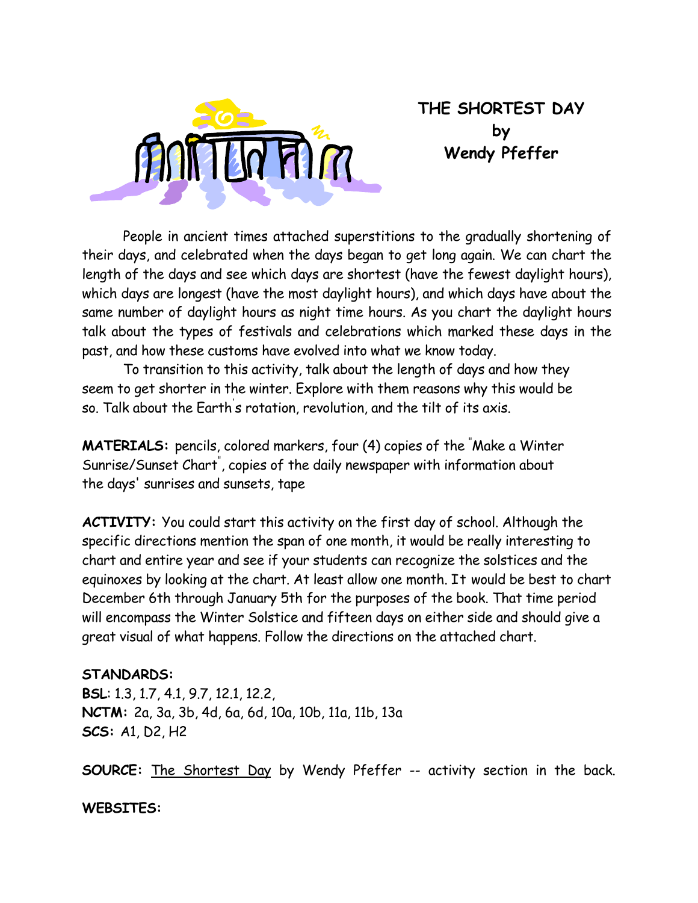# THE SHORTEST DAY
## by
## Wendy Pfeffer

People in ancient times attached superstitions to the gradually shortening of their days, and celebrated when the days began to get long again. We can chart the length of the days and see which days are shortest (have the fewest daylight hours), which days are longest (have the most daylight hours), and which days have about the same number of daylight hours as night time hours. As you chart the daylight hours talk about the types of festivals and celebrations which marked these days in the past, and how these customs have evolved into what we know today.

To transition to this activity, talk about the length of days and how they seem to get shorter in the winter. Explore with them reasons why this would be so. Talk about the Earth's rotation, revolution, and the tilt of its axis.

**MATERIALS:** pencils, colored markers, four (4) copies of the "Make a Winter Sunrise/Sunset Chart", copies of the daily newspaper with information about the days' sunrises and sunsets, tape

**ACTIVITY:** You could start this activity on the first day of school. Although the specific directions mention the span of one month, it would be really interesting to chart and entire year and see if your students can recognize the solstices and the equinoxes by looking at the chart. At least allow one month. It would be best to chart December 6th through January 5th for the purposes of the book. That time period will encompass the Winter Solstice and fifteen days on either side and should give a great visual of what happens. Follow the directions on the attached chart.

**STANDARDS:**
**BSL**: 1.3, 1.7, 4.1, 9.7, 12.1, 12.2,
**NCTM:** 2a, 3a, 3b, 4d, 6a, 6d, 10a, 10b, 11a, 11b, 13a
**SCS:** A1, D2, H2

**SOURCE:** The Shortest Day by Wendy Pfeffer -- activity section in the back.

**WEBSITES:**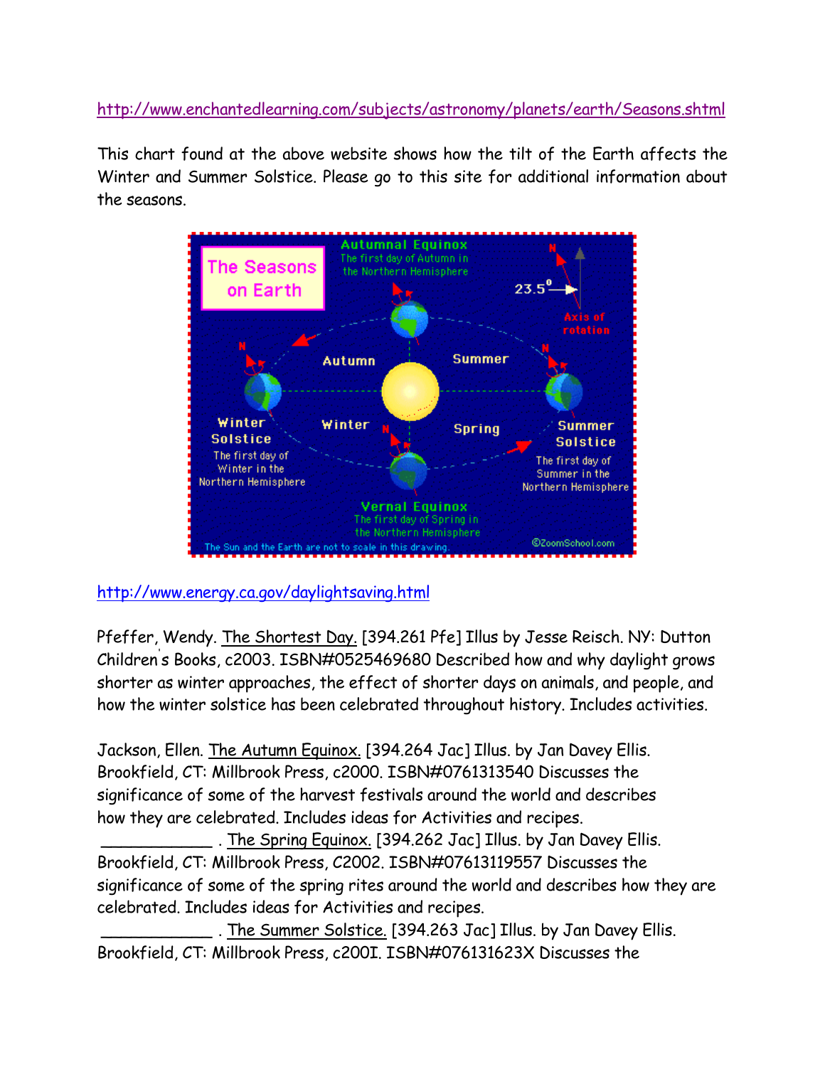http://www.enchantedlearning.com/subjects/astronomy/planets/earth/Seasons.shtml

This chart found at the above website shows how the tilt of the Earth affects the Winter and Summer Solstice. Please go to this site for additional information about the seasons.

http://www.energy.ca.gov/daylightsaving.html

Pfeffer, Wendy. The Shortest Day. [394.261 Pfe] Illus by Jesse Reisch. NY: Dutton Children's Books, c2003. ISBN#0525469680 Described how and why daylight grows shorter as winter approaches, the effect of shorter days on animals, and people, and how the winter solstice has been celebrated throughout history. Includes activities.

Jackson, Ellen. The Autumn Equinox. [394.264 Jac] Illus. by Jan Davey Ellis. Brookfield, CT: Millbrook Press, c2000. ISBN#0761313540 Discusses the significance of some of the harvest festivals around the world and describes how they are celebrated. Includes ideas for Activities and recipes.

___________ . The Spring Equinox. [394.262 Jac] Illus. by Jan Davey Ellis. Brookfield, CT: Millbrook Press, C2002. ISBN#07613119557 Discusses the significance of some of the spring rites around the world and describes how they are celebrated. Includes ideas for Activities and recipes.

___________ . The Summer Solstice. [394.263 Jac] Illus. by Jan Davey Ellis. Brookfield, CT: Millbrook Press, c200I. ISBN#076131623X Discusses the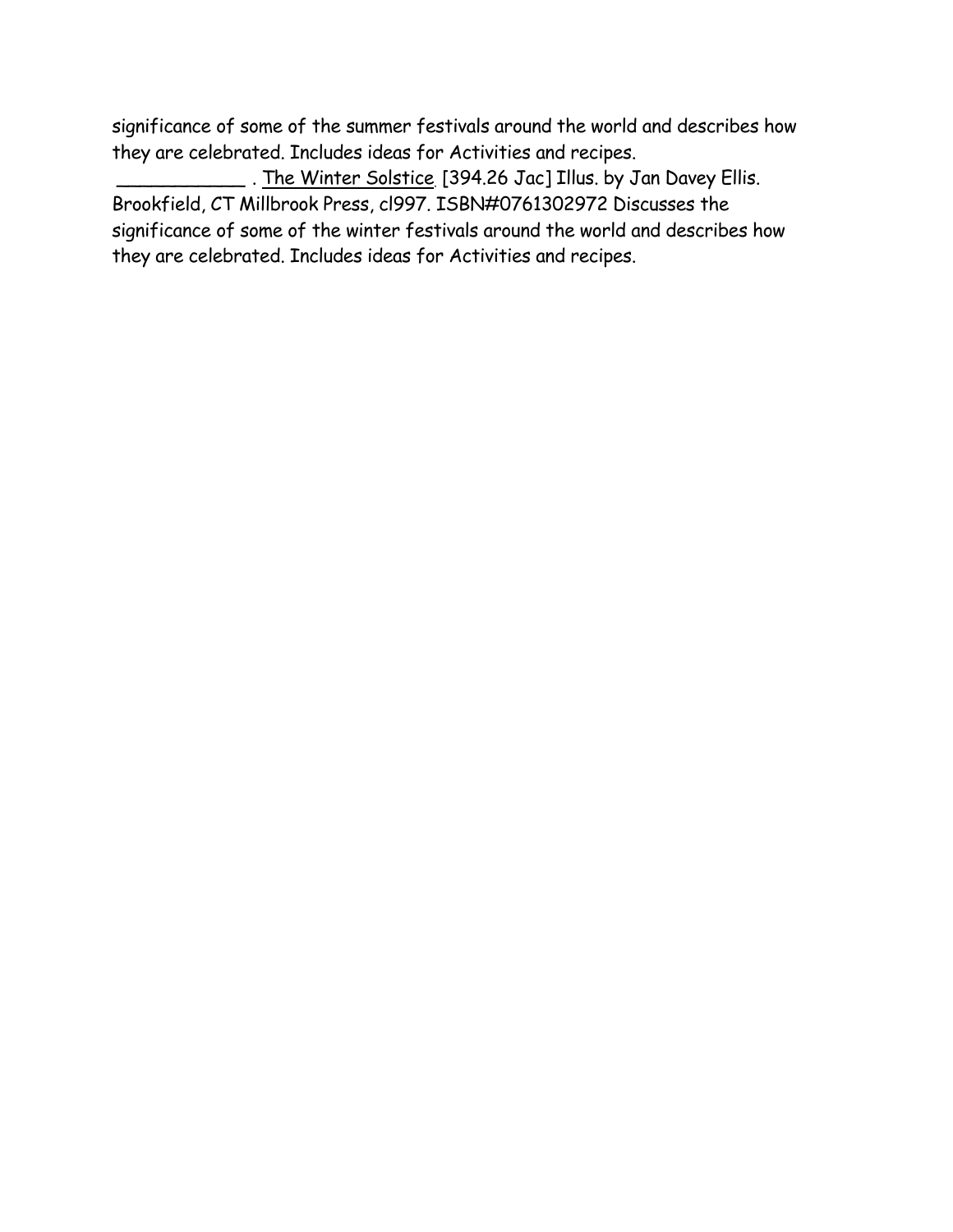significance of some of the summer festivals around the world and describes how they are celebrated. Includes ideas for Activities and recipes.

___________ . The Winter Solstice. [394.26 Jac] Illus. by Jan Davey Ellis. Brookfield, CT Millbrook Press, cl997. ISBN#0761302972 Discusses the significance of some of the winter festivals around the world and describes how they are celebrated. Includes ideas for Activities and recipes.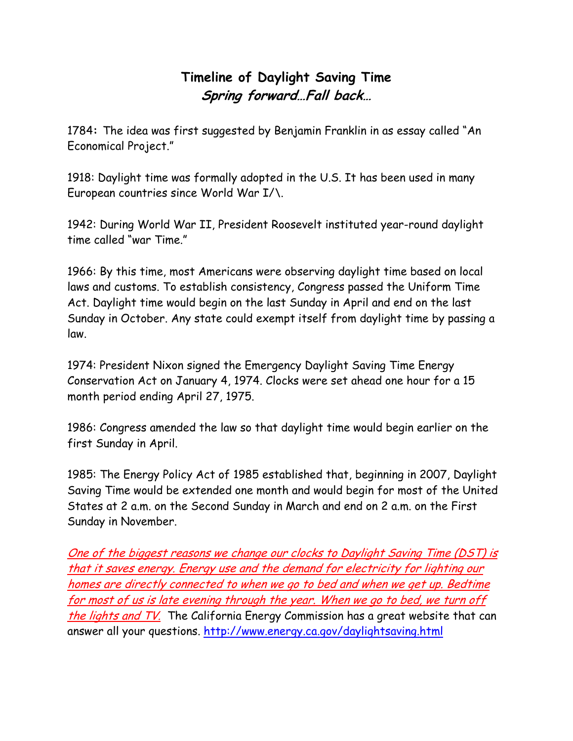# Timeline of Daylight Saving Time

## *Spring forward…Fall back…*

1784**:** The idea was first suggested by Benjamin Franklin in as essay called "An Economical Project."

1918: Daylight time was formally adopted in the U.S. It has been used in many European countries since World War I/\.

1942: During World War II, President Roosevelt instituted year-round daylight time called "war Time."

1966: By this time, most Americans were observing daylight time based on local laws and customs. To establish consistency, Congress passed the Uniform Time Act. Daylight time would begin on the last Sunday in April and end on the last Sunday in October. Any state could exempt itself from daylight time by passing a law.

1974: President Nixon signed the Emergency Daylight Saving Time Energy Conservation Act on January 4, 1974. Clocks were set ahead one hour for a 15 month period ending April 27, 1975.

1986: Congress amended the law so that daylight time would begin earlier on the first Sunday in April.

1985: The Energy Policy Act of 1985 established that, beginning in 2007, Daylight Saving Time would be extended one month and would begin for most of the United States at 2 a.m. on the Second Sunday in March and end on 2 a.m. on the First Sunday in November.

*One of the biggest reasons we change our clocks to Daylight Saving Time (DST) is that it saves energy. Energy use and the demand for electricity for lighting our homes are directly connected to when we go to bed and when we get up. Bedtime for most of us is late evening through the year. When we go to bed, we turn off the lights and TV.* The California Energy Commission has a great website that can answer all your questions. http://www.energy.ca.gov/daylightsaving.html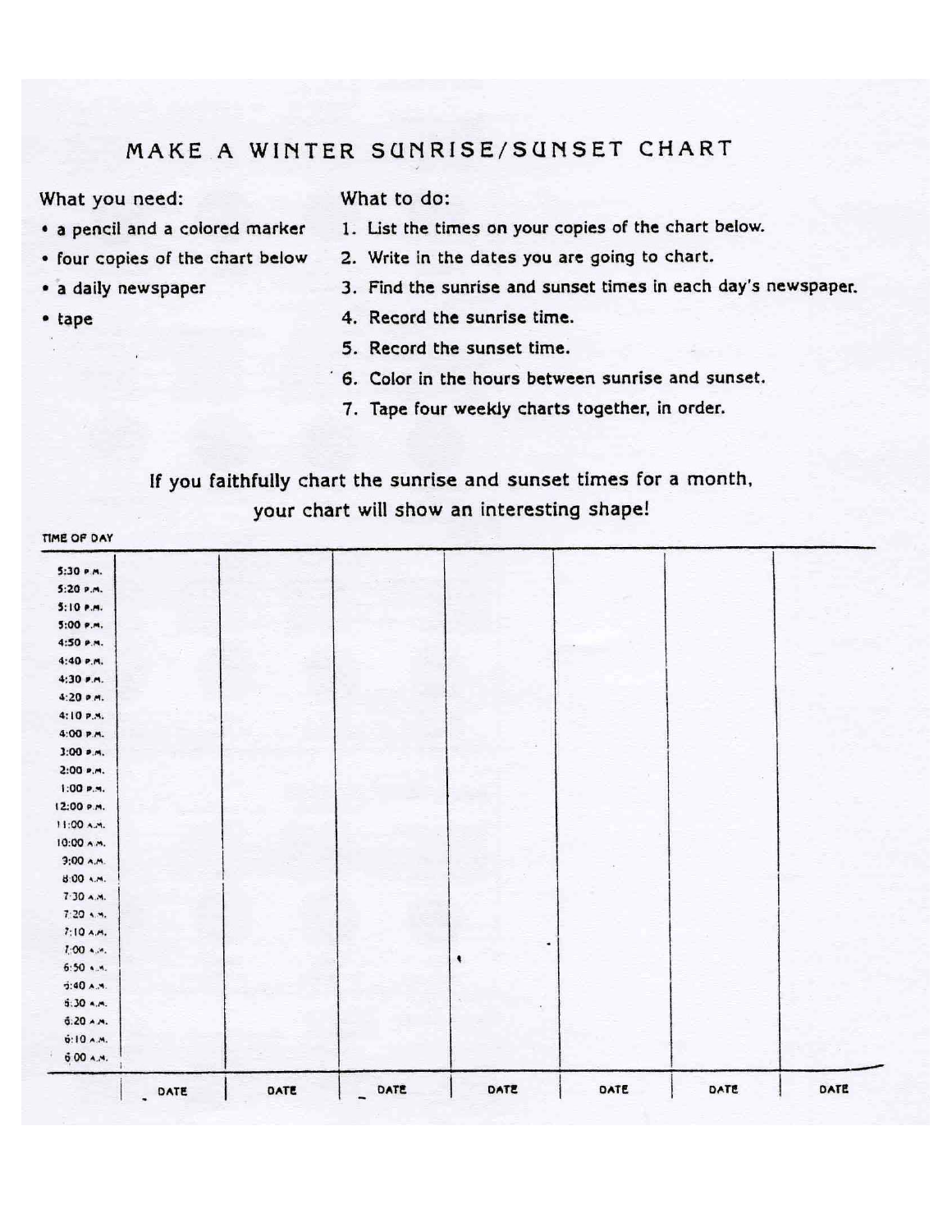# MAKE A WINTER SUNRISE/SUNSET CHART

**What you need:**

- a pencil and a colored marker
- four copies of the chart below
- a daily newspaper
- tape

**What to do:**

1. List the times on your copies of the chart below.
2. Write in the dates you are going to chart.
3. Find the sunrise and sunset times in each day's newspaper.
4. Record the sunrise time.
5. Record the sunset time.
6. Color in the hours between sunrise and sunset.
7. Tape four weekly charts together, in order.

If you faithfully chart the sunrise and sunset times for a month, your chart will show an interesting shape!

TIME OF DAY

5:30 P.M.
5:20 P.M.
5:10 P.M.
5:00 P.M.
4:50 P.M.
4:40 P.M.
4:30 P.M.
4:20 P.M.
4:10 P.M.
4:00 P.M.
3:00 P.M.
2:00 P.M.
1:00 P.M.
12:00 P.M.
11:00 A.M.
10:00 A.M.
9:00 A.M.
8:00 A.M.
7:30 A.M.
7:20 A.M.
7:10 A.M.
7:00 A.M.
6:50 A.M.
6:40 A.M.
6:30 A.M.
6:20 A.M.
6:10 A.M.
6:00 A.M.

DATE
DATE
DATE
DATE
DATE
DATE
DATE